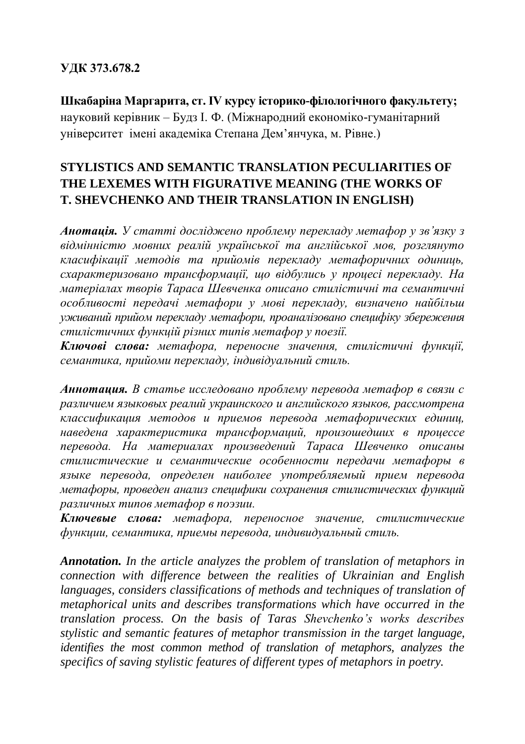**УДК 373.678.2**

**Шкабаріна Маргарита, ст. IV курсу історико-філологічного факультету;** науковий керівник – Будз І. Ф. (Міжнародний економіко-гуманітарний університет імені академіка Степана Дем'янчука, м. Рівне.)

## STYLISTICS AND SEMANTIC TRANSLATION PECULIARITIES OF THE LEXEMES WITH FIGURATIVE MEANING (THE WORKS OF T. SHEVCHENKO AND THEIR TRANSLATION IN ENGLISH)

***Анотація.*** *У статті досліджено проблему перекладу метафор у зв'язку з відмінністю мовних реалій української та англійської мов, розглянуто класифікації методів та прийомів перекладу метафоричних одиниць, схарактеризовано трансформації, що відбулись у процесі перекладу. На матеріалах творів Тараса Шевченка описано стилістичні та семантичні особливості передачі метафори у мові перекладу, визначено найбільш уживаний прийом перекладу метафори, проаналізовано специфіку збереження стилістичних функцій різних типів метафор у поезії.*

***Ключові слова:*** *метафора, переносне значення, стилістичні функції, семантика, прийоми перекладу, індивідуальний стиль.*

***Аннотация.*** *В статье исследовано проблему перевода метафор в связи с различием языковых реалий украинского и английского языков, рассмотрена классификация методов и приемов перевода метафорических единиц, наведена характеристика трансформаций, произошедших в процессе перевода. На материалах произведений Тараса Шевченко описаны стилистические и семантические особенности передачи метафоры в языке перевода, определен наиболее употребляемый прием перевода метафоры, проведен анализ специфики сохранения стилистических функций различных типов метафор в поэзии.*

***Ключевые слова:*** *метафора, переносное значение, стилистические функции, семантика, приемы перевода, индивидуальный стиль.*

***Annotation.*** *In the article analyzes the problem of translation of metaphors in connection with difference between the realities of Ukrainian and English languages, considers classifications of methods and techniques of translation of metaphorical units and describes transformations which have occurred in the translation process. On the basis of Taras Shevchenko's works describes stylistic and semantic features of metaphor transmission in the target language, identifies the most common method of translation of metaphors, analyzes the specifics of saving stylistic features of different types of metaphors in poetry.*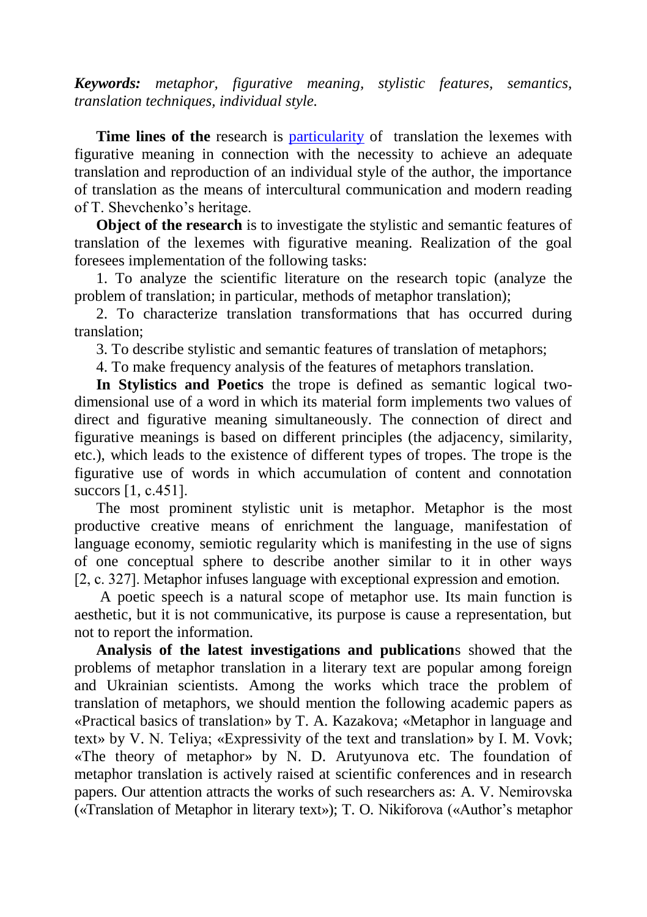***Keywords:*** *metaphor, figurative meaning, stylistic features, semantics, translation techniques, individual style.*

**Time lines of the** research is particularity of translation the lexemes with figurative meaning in connection with the necessity to achieve an adequate translation and reproduction of an individual style of the author, the importance of translation as the means of intercultural communication and modern reading of T. Shevchenko's heritage.

**Object of the research** is to investigate the stylistic and semantic features of translation of the lexemes with figurative meaning. Realization of the goal foresees implementation of the following tasks:

1. To analyze the scientific literature on the research topic (analyze the problem of translation; in particular, methods of metaphor translation);
2. To characterize translation transformations that has occurred during translation;
3. To describe stylistic and semantic features of translation of metaphors;
4. To make frequency analysis of the features of metaphors translation.

**In Stylistics and Poetics** the trope is defined as semantic logical two-dimensional use of a word in which its material form implements two values of direct and figurative meaning simultaneously. The connection of direct and figurative meanings is based on different principles (the adjacency, similarity, etc.), which leads to the existence of different types of tropes. The trope is the figurative use of words in which accumulation of content and connotation succors [1, c.451].

The most prominent stylistic unit is metaphor. Metaphor is the most productive creative means of enrichment the language, manifestation of language economy, semiotic regularity which is manifesting in the use of signs of one conceptual sphere to describe another similar to it in other ways [2, c. 327]. Metaphor infuses language with exceptional expression and emotion.

A poetic speech is a natural scope of metaphor use. Its main function is aesthetic, but it is not communicative, its purpose is cause a representation, but not to report the information.

**Analysis of the latest investigations and publication**s showed that the problems of metaphor translation in a literary text are popular among foreign and Ukrainian scientists. Among the works which trace the problem of translation of metaphors, we should mention the following academic papers as «Practical basics of translation» by T. A. Kazakova; «Metaphor in language and text» by V. N. Teliya; «Expressivity of the text and translation» by I. M. Vovk; «The theory of metaphor» by N. D. Arutyunova etc. The foundation of metaphor translation is actively raised at scientific conferences and in research papers. Our attention attracts the works of such researchers as: A. V. Nemirovska («Translation of Metaphor in literary text»); T. O. Nikiforova («Author's metaphor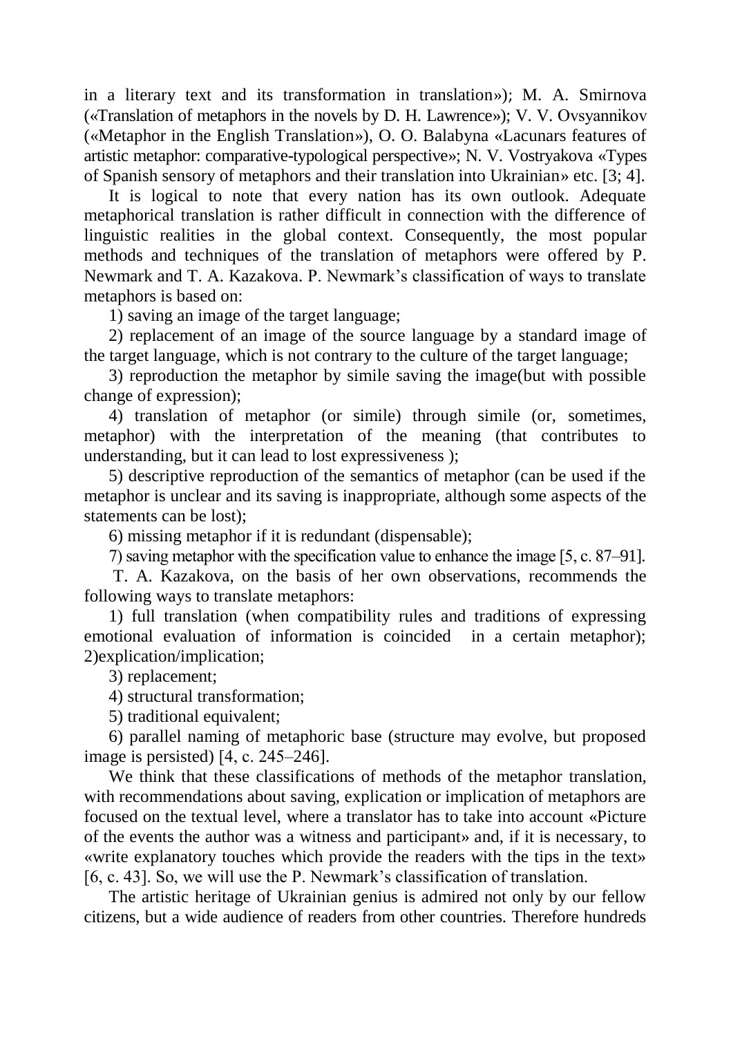in a literary text and its transformation in translation»); M. A. Smirnova («Translation of metaphors in the novels by D. H. Lawrence»); V. V. Ovsyannikov («Metaphor in the English Translation»), O. O. Balabyna «Lacunars features of artistic metaphor: comparative-typological perspective»; N. V. Vostryakova «Types of Spanish sensory of metaphors and their translation into Ukrainian» etc. [3; 4].

It is logical to note that every nation has its own outlook. Adequate metaphorical translation is rather difficult in connection with the difference of linguistic realities in the global context. Consequently, the most popular methods and techniques of the translation of metaphors were offered by P. Newmark and T. A. Kazakova. P. Newmark's classification of ways to translate metaphors is based on:

1) saving an image of the target language;

2) replacement of an image of the source language by a standard image of the target language, which is not contrary to the culture of the target language;

3) reproduction the metaphor by simile saving the image(but with possible change of expression);

4) translation of metaphor (or simile) through simile (or, sometimes, metaphor) with the interpretation of the meaning (that contributes to understanding, but it can lead to lost expressiveness );

5) descriptive reproduction of the semantics of metaphor (can be used if the metaphor is unclear and its saving is inappropriate, although some aspects of the statements can be lost);

6) missing metaphor if it is redundant (dispensable);

7) saving metaphor with the specification value to enhance the image [5, c. 87–91].

T. A. Kazakova, on the basis of her own observations, recommends the following ways to translate metaphors:

1) full translation (when compatibility rules and traditions of expressing emotional evaluation of information is coincided in a certain metaphor); 2)explication/implication;

3) replacement;

4) structural transformation;

5) traditional equivalent;

6) parallel naming of metaphoric base (structure may evolve, but proposed image is persisted) [4, c. 245–246].

We think that these classifications of methods of the metaphor translation, with recommendations about saving, explication or implication of metaphors are focused on the textual level, where a translator has to take into account «Picture of the events the author was a witness and participant» and, if it is necessary, to «write explanatory touches which provide the readers with the tips in the text» [6, c. 43]. So, we will use the P. Newmark's classification of translation.

The artistic heritage of Ukrainian genius is admired not only by our fellow citizens, but a wide audience of readers from other countries. Therefore hundreds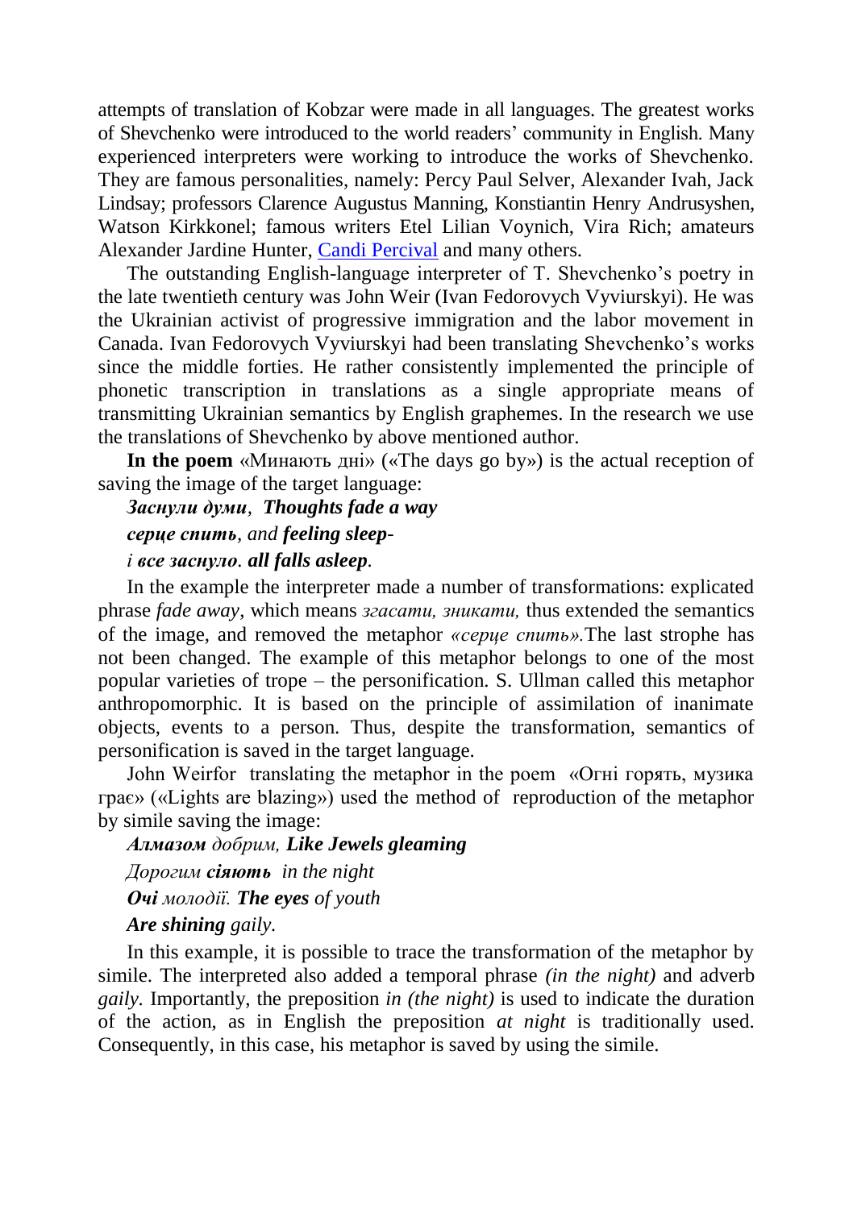attempts of translation of Kobzar were made in all languages. The greatest works of Shevchenko were introduced to the world readers' community in English. Many experienced interpreters were working to introduce the works of Shevchenko. They are famous personalities, namely: Percy Paul Selver, Alexander Ivah, Jack Lindsay; professors Clarence Augustus Manning, Konstiantin Henry Andrusyshen, Watson Kirkkonel; famous writers Etel Lilian Voynich, Vira Rich; amateurs Alexander Jardine Hunter, Candi Percival and many others.

The outstanding English-language interpreter of T. Shevchenko's poetry in the late twentieth century was John Weir (Ivan Fedorovych Vyviurskyi). He was the Ukrainian activist of progressive immigration and the labor movement in Canada. Ivan Fedorovych Vyviurskyi had been translating Shevchenko's works since the middle forties. He rather consistently implemented the principle of phonetic transcription in translations as a single appropriate means of transmitting Ukrainian semantics by English graphemes. In the research we use the translations of Shevchenko by above mentioned author.

**In the poem** «Минають дні» («The days go by») is the actual reception of saving the image of the target language:

***Заснули думи***, ***Thoughts fade a way***
***серце спить***, *and* ***feeling sleep-***
***і все заснуло***. ***all falls asleep***.

In the example the interpreter made a number of transformations: explicated phrase *fade away*, which means *згасати, зникати,* thus extended the semantics of the image, and removed the metaphor *«серце спить».*The last strophe has not been changed. The example of this metaphor belongs to one of the most popular varieties of trope – the personification. S. Ullman called this metaphor anthropomorphic. It is based on the principle of assimilation of inanimate objects, events to a person. Thus, despite the transformation, semantics of personification is saved in the target language.

John Weirfor translating the metaphor in the poem «Огні горять, музика грає» («Lights are blazing») used the method of reproduction of the metaphor by simile saving the image:

***Алмазом*** *добрим,* ***Like Jewels gleaming***
*Дорогим* ***сіяють*** *in the night*
***Очі*** *молодії.* ***The eyes*** *of youth*
***Are shining*** *gaily.*

In this example, it is possible to trace the transformation of the metaphor by simile. The interpreted also added a temporal phrase *(in the night)* and adverb *gaily.* Importantly, the preposition *in (the night)* is used to indicate the duration of the action, as in English the preposition *at night* is traditionally used. Consequently, in this case, his metaphor is saved by using the simile.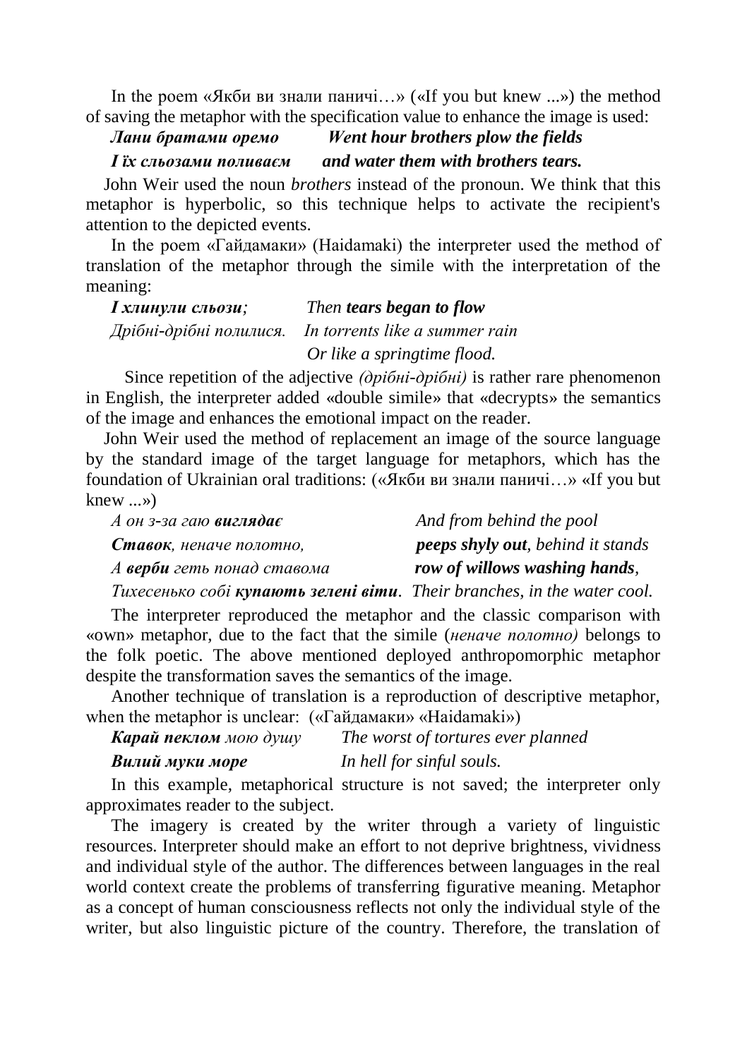In the poem «Якби ви знали паничі…» («If you but knew ...») the method of saving the metaphor with the specification value to enhance the image is used:

***Лани братами оремо*** ***Went hour brothers plow the fields***
***І їх сльозами поливаєм*** ***and water them with brothers tears.***

John Weir used the noun *brothers* instead of the pronoun. We think that this metaphor is hyperbolic, so this technique helps to activate the recipient's attention to the depicted events.

In the poem «Гайдамаки» (Haidamaki) the interpreter used the method of translation of the metaphor through the simile with the interpretation of the meaning:

***І хлинули сльози;*** *Then* ***tears began to flow***
*Дрібні-дрібні полилися.* *In torrents like a summer rain*
*Or like a springtime flood.*

Since repetition of the adjective *(дрібні-дрібні)* is rather rare phenomenon in English, the interpreter added «double simile» that «decrypts» the semantics of the image and enhances the emotional impact on the reader.

John Weir used the method of replacement an image of the source language by the standard image of the target language for metaphors, which has the foundation of Ukrainian oral traditions: («Якби ви знали паничі…» «If you but knew ...»)

*А он з-за гаю* ***виглядає*** *And from behind the pool*
***Ставок****, неначе полотно,* ***peeps shyly out****, behind it stands*
*А* ***верби*** *геть понад ставома* ***row of willows washing hands****,*
*Тихесенько собі* ***купають зелені віти****. Their branches, in the water cool.*

The interpreter reproduced the metaphor and the classic comparison with «own» metaphor, due to the fact that the simile (*неначе полотно)* belongs to the folk poetic. The above mentioned deployed anthropomorphic metaphor despite the transformation saves the semantics of the image.

Another technique of translation is a reproduction of descriptive metaphor, when the metaphor is unclear: («Гайдамаки» «Haidamaki»)

***Карай пеклом*** *мою душу* *The worst of tortures ever planned*
***Вилий муки море*** *In hell for sinful souls.*

In this example, metaphorical structure is not saved; the interpreter only approximates reader to the subject.

The imagery is created by the writer through a variety of linguistic resources. Interpreter should make an effort to not deprive brightness, vividness and individual style of the author. The differences between languages in the real world context create the problems of transferring figurative meaning. Metaphor as a concept of human consciousness reflects not only the individual style of the writer, but also linguistic picture of the country. Therefore, the translation of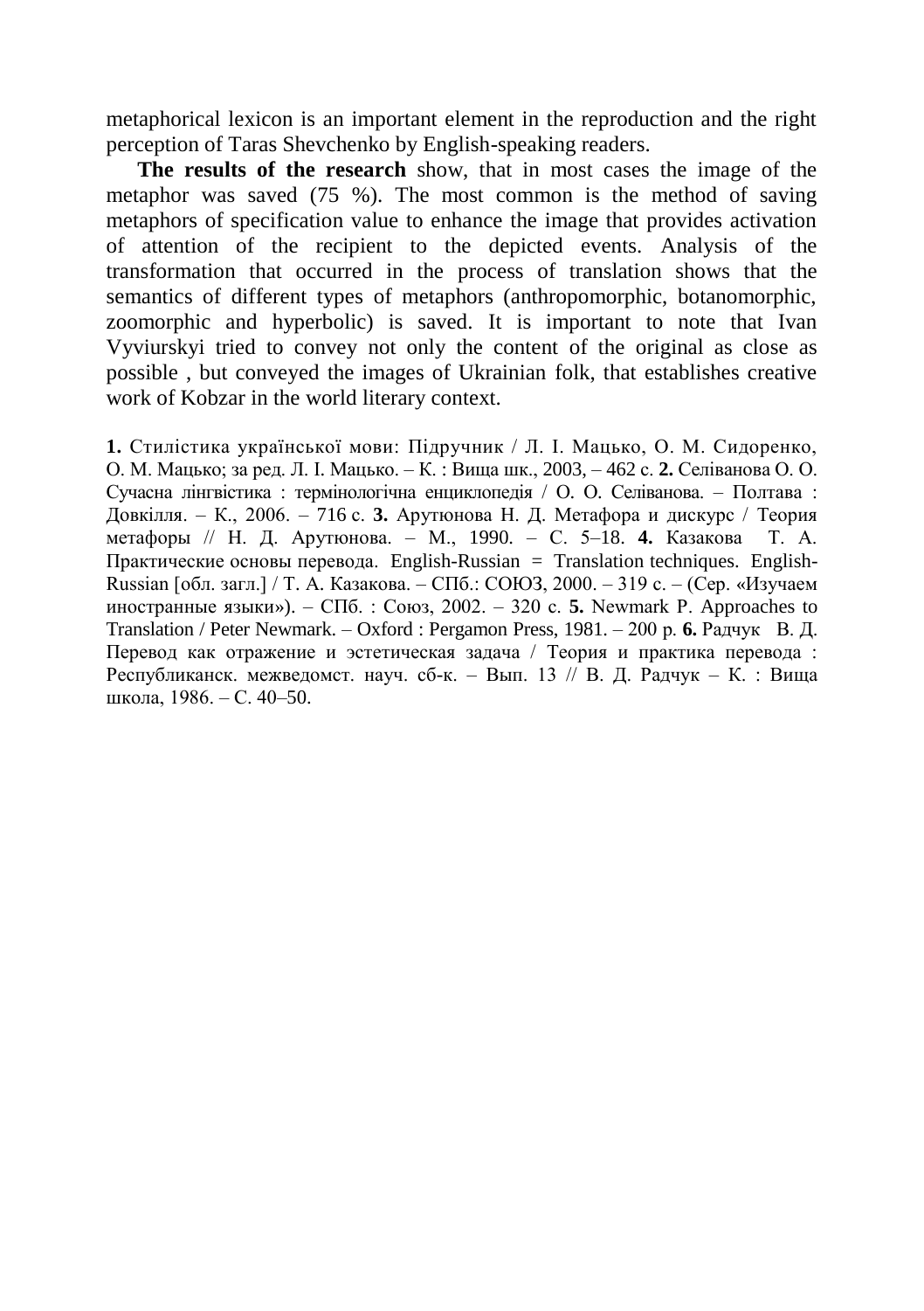metaphorical lexicon is an important element in the reproduction and the right perception of Taras Shevchenko by English-speaking readers.

**The results of the research** show, that in most cases the image of the metaphor was saved (75 %). The most common is the method of saving metaphors of specification value to enhance the image that provides activation of attention of the recipient to the depicted events. Analysis of the transformation that occurred in the process of translation shows that the semantics of different types of metaphors (anthropomorphic, botanomorphic, zoomorphic and hyperbolic) is saved. It is important to note that Ivan Vyviurskyi tried to convey not only the content of the original as close as possible , but conveyed the images of Ukrainian folk, that establishes creative work of Kobzar in the world literary context.

**1.** Стилістика української мови: Підручник / Л. І. Мацько, О. М. Сидоренко, О. М. Мацько; за ред. Л. І. Мацько. – К. : Вища шк., 2003, – 462 с. **2.** Селіванова О. О. Сучасна лінгвістика : термінологічна енциклопедія / О. О. Селіванова. – Полтава : Довкілля. – К., 2006. – 716 с. **3.** Арутюнова Н. Д. Метафора и дискурс / Теория метафоры // Н. Д. Арутюнова. – М., 1990. – С. 5–18. **4.** Казакова Т. А. Практические основы перевода. English-Russian = Translation techniques. English-Russian [обл. загл.] / Т. А. Казакова. – СПб.: СОЮЗ, 2000. – 319 с. – (Сер. «Изучаем иностранные языки»). – СПб. : Союз, 2002. – 320 с. **5.** Newmark P. Approaches to Translation / Peter Newmark. – Oxford : Pergamon Press, 1981. – 200 p. **6.** Радчук В. Д. Перевод как отражение и эстетическая задача / Теория и практика перевода : Республиканск. межведомст. науч. сб-к. – Вып. 13 // В. Д. Радчук – К. : Вища школа, 1986. – С. 40–50.